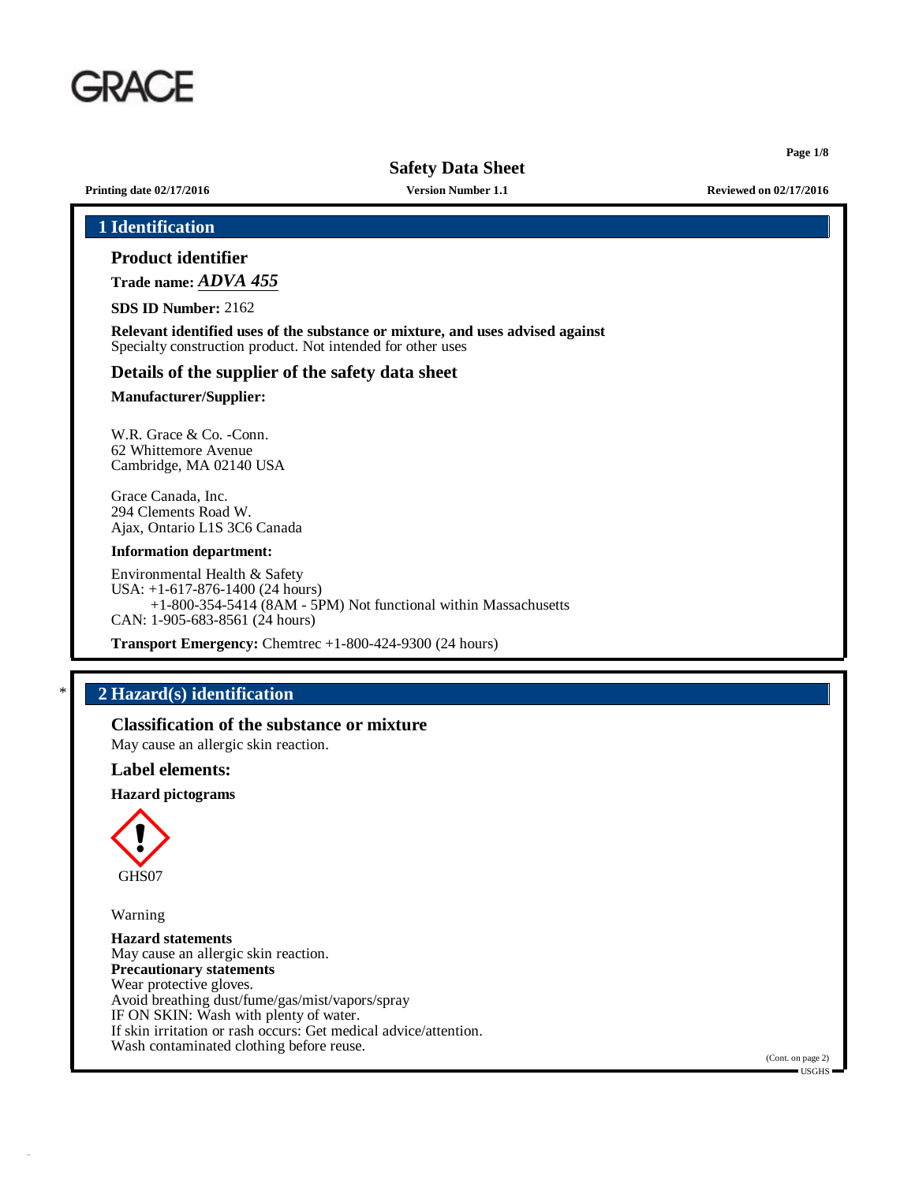GRACE

# Safety Data Sheet

**Printing date 02/17/2016** **Version Number 1.1** **Reviewed on 02/17/2016**

## 1 Identification

### Product identifier

**Trade name:** ***ADVA 455***

**SDS ID Number:** 2162

**Relevant identified uses of the substance or mixture, and uses advised against**
Specialty construction product. Not intended for other uses

### Details of the supplier of the safety data sheet

**Manufacturer/Supplier:**

W.R. Grace & Co. -Conn.
62 Whittemore Avenue
Cambridge, MA 02140 USA

Grace Canada, Inc.
294 Clements Road W.
Ajax, Ontario L1S 3C6 Canada

**Information department:**

Environmental Health & Safety
USA: +1-617-876-1400 (24 hours)
+1-800-354-5414 (8AM - 5PM) Not functional within Massachusetts
CAN: 1-905-683-8561 (24 hours)

**Transport Emergency:** Chemtrec +1-800-424-9300 (24 hours)

## * 2 Hazard(s) identification

### Classification of the substance or mixture

May cause an allergic skin reaction.

### Label elements:

**Hazard pictograms**

GHS07

Warning

**Hazard statements**
May cause an allergic skin reaction.
**Precautionary statements**
Wear protective gloves.
Avoid breathing dust/fume/gas/mist/vapors/spray
IF ON SKIN: Wash with plenty of water.
If skin irritation or rash occurs: Get medical advice/attention.
Wash contaminated clothing before reuse.

(Cont. on page 2)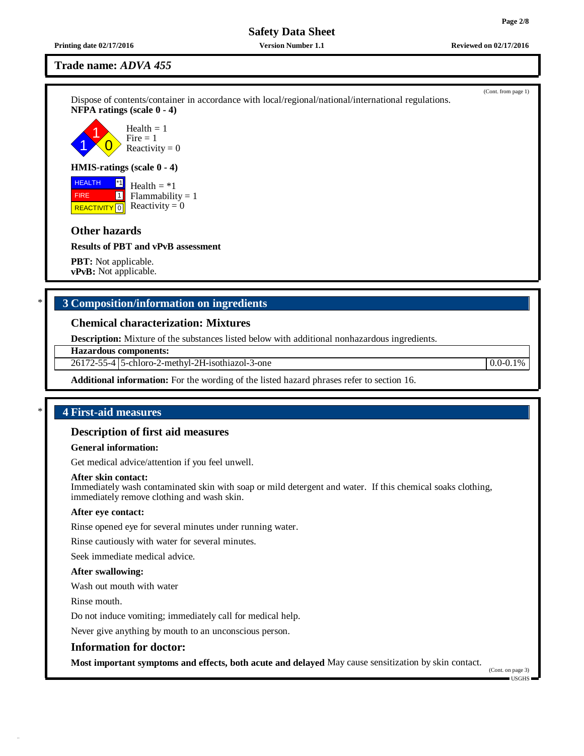Dispose of contents/container in accordance with local/regional/national/international regulations.

**NFPA ratings (scale 0 - 4)**

Health = 1
Fire = 1
Reactivity = 0

**HMIS-ratings (scale 0 - 4)**

| | |
|---|---|
| HEALTH | *1 |
| FIRE | 1 |
| REACTIVITY | 0 |

Health = *1
Flammability = 1
Reactivity = 0

### Other hazards

**Results of PBT and vPvB assessment**

**PBT:** Not applicable.
**vPvB:** Not applicable.

## 3 Composition/information on ingredients

### Chemical characterization: Mixtures

**Description:** Mixture of the substances listed below with additional nonhazardous ingredients.

| Hazardous components: | | |
|---|---|---|
| 26172-55-4 | 5-chloro-2-methyl-2H-isothiazol-3-one | 0.0-0.1% |

**Additional information:** For the wording of the listed hazard phrases refer to section 16.

## 4 First-aid measures

### Description of first aid measures

**General information:**

Get medical advice/attention if you feel unwell.

**After skin contact:**
Immediately wash contaminated skin with soap or mild detergent and water. If this chemical soaks clothing, immediately remove clothing and wash skin.

**After eye contact:**

Rinse opened eye for several minutes under running water.

Rinse cautiously with water for several minutes.

Seek immediate medical advice.

**After swallowing:**

Wash out mouth with water

Rinse mouth.

Do not induce vomiting; immediately call for medical help.

Never give anything by mouth to an unconscious person.

### Information for doctor:

**Most important symptoms and effects, both acute and delayed** May cause sensitization by skin contact.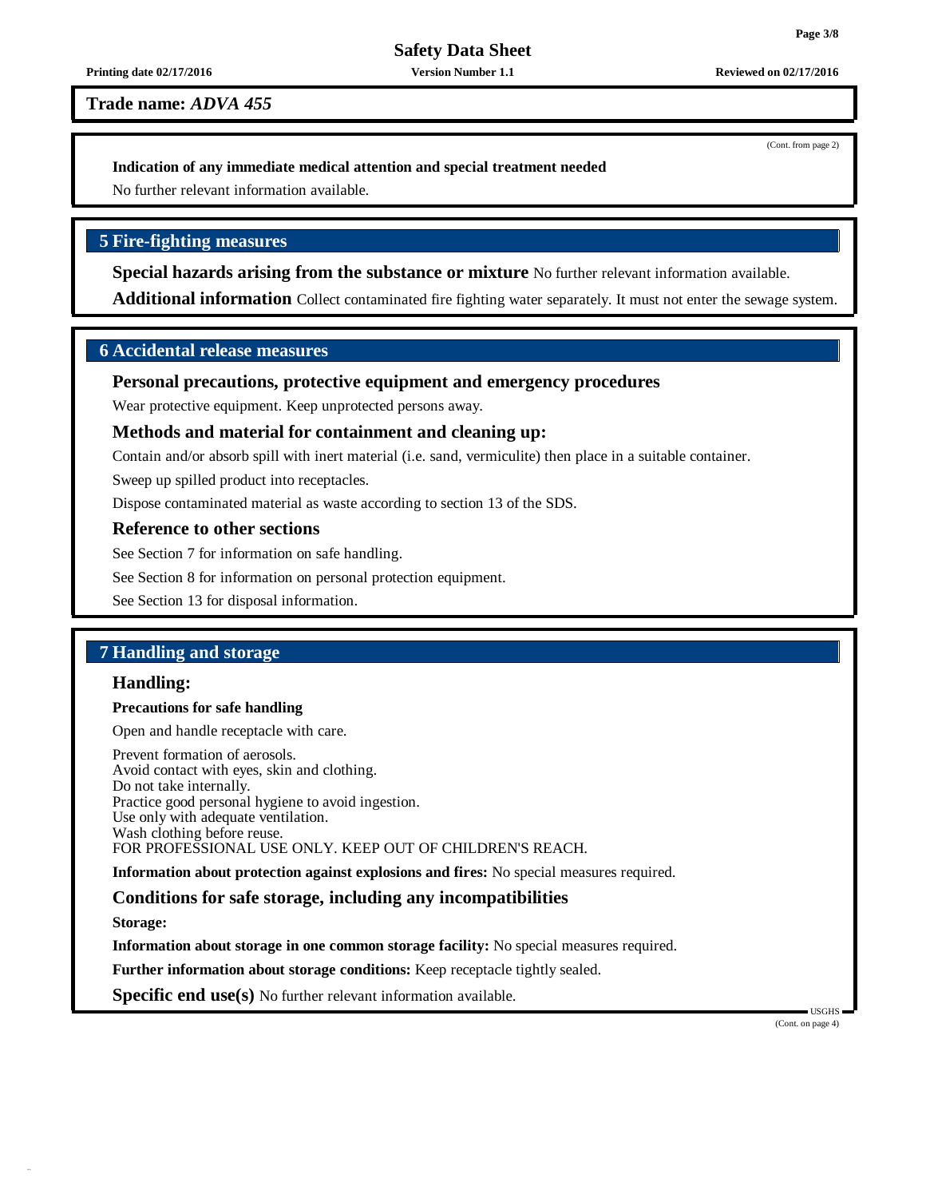(Cont. from page 2)

**Indication of any immediate medical attention and special treatment needed**

No further relevant information available.

## 5 Fire-fighting measures

**Special hazards arising from the substance or mixture** No further relevant information available.

**Additional information** Collect contaminated fire fighting water separately. It must not enter the sewage system.

## 6 Accidental release measures

### Personal precautions, protective equipment and emergency procedures

Wear protective equipment. Keep unprotected persons away.

### Methods and material for containment and cleaning up:

Contain and/or absorb spill with inert material (i.e. sand, vermiculite) then place in a suitable container.

Sweep up spilled product into receptacles.

Dispose contaminated material as waste according to section 13 of the SDS.

### Reference to other sections

See Section 7 for information on safe handling.

See Section 8 for information on personal protection equipment.

See Section 13 for disposal information.

## 7 Handling and storage

### Handling:

**Precautions for safe handling**

Open and handle receptacle with care.

Prevent formation of aerosols.
Avoid contact with eyes, skin and clothing.
Do not take internally.
Practice good personal hygiene to avoid ingestion.
Use only with adequate ventilation.
Wash clothing before reuse.
FOR PROFESSIONAL USE ONLY. KEEP OUT OF CHILDREN'S REACH.

**Information about protection against explosions and fires:** No special measures required.

### Conditions for safe storage, including any incompatibilities

**Storage:**

**Information about storage in one common storage facility:** No special measures required.

**Further information about storage conditions:** Keep receptacle tightly sealed.

**Specific end use(s)** No further relevant information available.

(Cont. on page 4)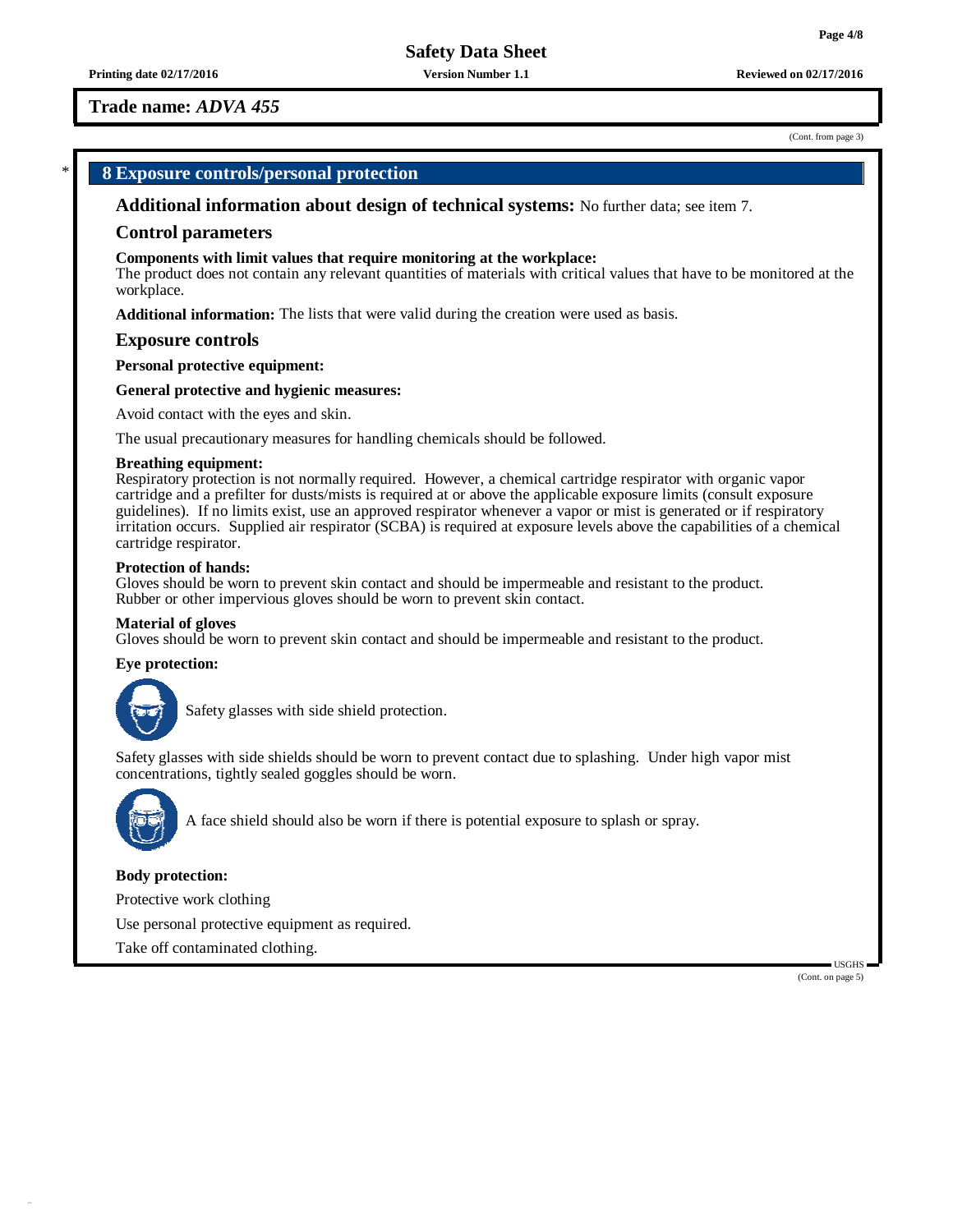**Trade name: *ADVA 455***

(Cont. from page 3)

## 8 Exposure controls/personal protection

### Additional information about design of technical systems: No further data; see item 7.

### Control parameters

**Components with limit values that require monitoring at the workplace:**
The product does not contain any relevant quantities of materials with critical values that have to be monitored at the workplace.

**Additional information:** The lists that were valid during the creation were used as basis.

### Exposure controls

**Personal protective equipment:**

**General protective and hygienic measures:**

Avoid contact with the eyes and skin.

The usual precautionary measures for handling chemicals should be followed.

**Breathing equipment:**
Respiratory protection is not normally required. However, a chemical cartridge respirator with organic vapor cartridge and a prefilter for dusts/mists is required at or above the applicable exposure limits (consult exposure guidelines). If no limits exist, use an approved respirator whenever a vapor or mist is generated or if respiratory irritation occurs. Supplied air respirator (SCBA) is required at exposure levels above the capabilities of a chemical cartridge respirator.

**Protection of hands:**
Gloves should be worn to prevent skin contact and should be impermeable and resistant to the product.
Rubber or other impervious gloves should be worn to prevent skin contact.

**Material of gloves**
Gloves should be worn to prevent skin contact and should be impermeable and resistant to the product.

**Eye protection:**

Safety glasses with side shield protection.

Safety glasses with side shields should be worn to prevent contact due to splashing. Under high vapor mist concentrations, tightly sealed goggles should be worn.

A face shield should also be worn if there is potential exposure to splash or spray.

**Body protection:**

Protective work clothing

Use personal protective equipment as required.

Take off contaminated clothing.

(Cont. on page 5)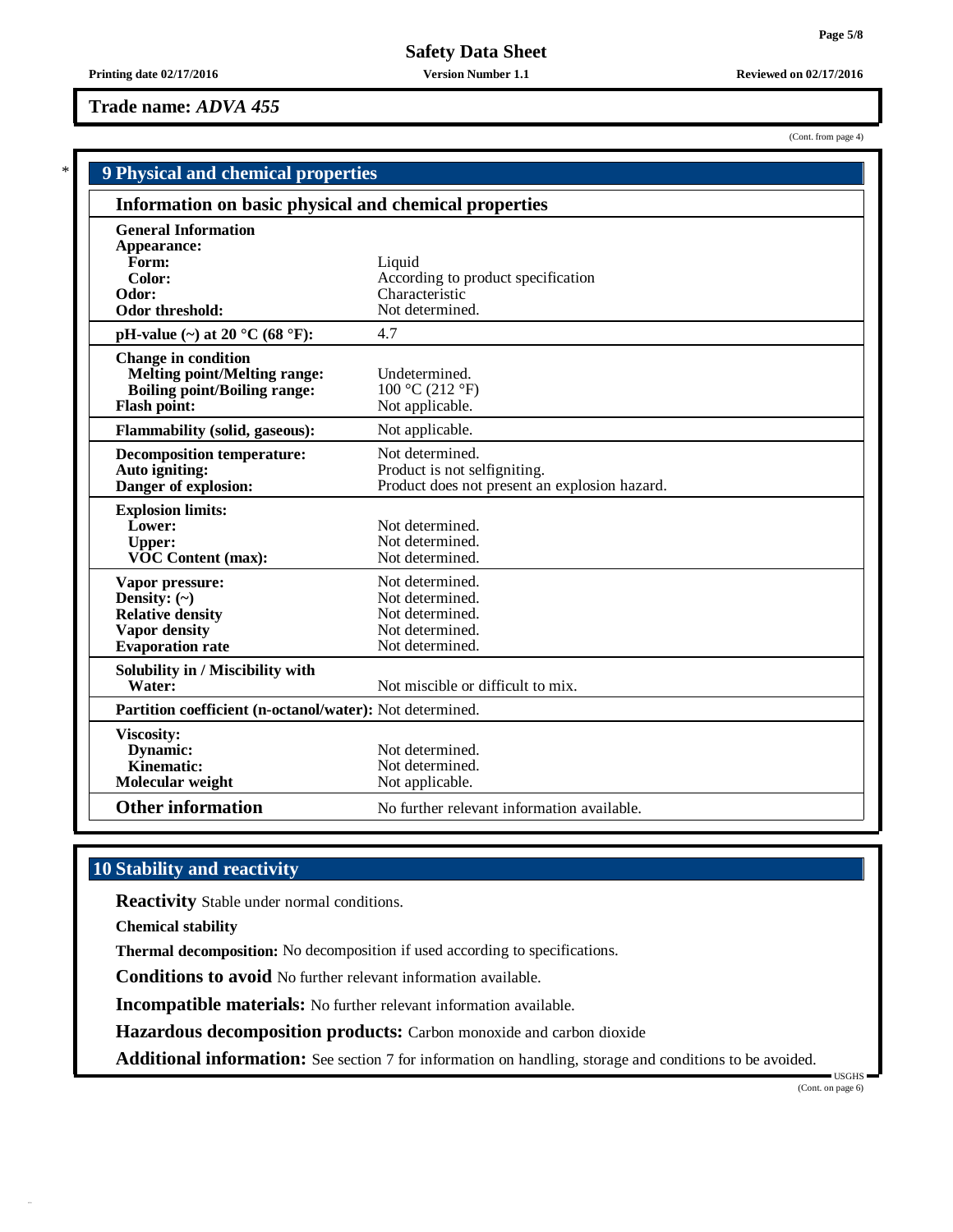**Trade name:** *ADVA 455*

(Cont. from page 4)

## 9 Physical and chemical properties

### Information on basic physical and chemical properties

| Property | Value |
|---|---|
| **General Information** | |
| **Appearance:** | |
| **Form:** | Liquid |
| **Color:** | According to product specification |
| **Odor:** | Characteristic |
| **Odor threshold:** | Not determined. |
| **pH-value (~) at 20 °C (68 °F):** | 4.7 |
| **Change in condition** | |
| **Melting point/Melting range:** | Undetermined. |
| **Boiling point/Boiling range:** | 100 °C (212 °F) |
| **Flash point:** | Not applicable. |
| **Flammability (solid, gaseous):** | Not applicable. |
| **Decomposition temperature:** | Not determined. |
| **Auto igniting:** | Product is not selfigniting. |
| **Danger of explosion:** | Product does not present an explosion hazard. |
| **Explosion limits:** | |
| **Lower:** | Not determined. |
| **Upper:** | Not determined. |
| **VOC Content (max):** | Not determined. |
| **Vapor pressure:** | Not determined. |
| **Density: (~)** | Not determined. |
| **Relative density** | Not determined. |
| **Vapor density** | Not determined. |
| **Evaporation rate** | Not determined. |
| **Solubility in / Miscibility with** | |
| **Water:** | Not miscible or difficult to mix. |
| **Partition coefficient (n-octanol/water):** | Not determined. |
| **Viscosity:** | |
| **Dynamic:** | Not determined. |
| **Kinematic:** | Not determined. |
| **Molecular weight** | Not applicable. |
| **Other information** | No further relevant information available. |

## 10 Stability and reactivity

**Reactivity** Stable under normal conditions.

**Chemical stability**

**Thermal decomposition:** No decomposition if used according to specifications.

**Conditions to avoid** No further relevant information available.

**Incompatible materials:** No further relevant information available.

**Hazardous decomposition products:** Carbon monoxide and carbon dioxide

**Additional information:** See section 7 for information on handling, storage and conditions to be avoided.

(Cont. on page 6)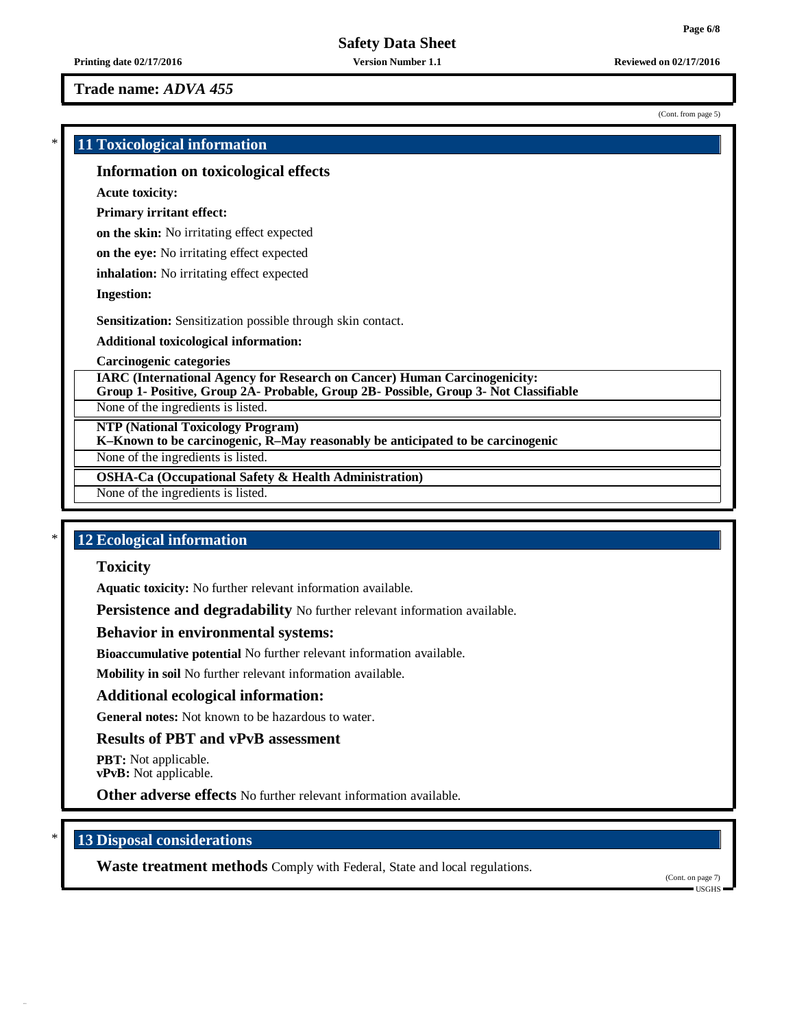Trade name: *ADVA 455*

(Cont. from page 5)

## 11 Toxicological information

### Information on toxicological effects

**Acute toxicity:**

**Primary irritant effect:**

**on the skin:** No irritating effect expected

**on the eye:** No irritating effect expected

**inhalation:** No irritating effect expected

**Ingestion:**

**Sensitization:** Sensitization possible through skin contact.

**Additional toxicological information:**

**Carcinogenic categories**

| **IARC (International Agency for Research on Cancer) Human Carcinogenicity: Group 1- Positive, Group 2A- Probable, Group 2B- Possible, Group 3- Not Classifiable** |
|---|
| None of the ingredients is listed. |

| **NTP (National Toxicology Program) K–Known to be carcinogenic, R–May reasonably be anticipated to be carcinogenic** |
|---|
| None of the ingredients is listed. |

| **OSHA-Ca (Occupational Safety & Health Administration)** |
|---|
| None of the ingredients is listed. |

## 12 Ecological information

### Toxicity

**Aquatic toxicity:** No further relevant information available.

**Persistence and degradability** No further relevant information available.

### Behavior in environmental systems:

**Bioaccumulative potential** No further relevant information available.

**Mobility in soil** No further relevant information available.

### Additional ecological information:

**General notes:** Not known to be hazardous to water.

### Results of PBT and vPvB assessment

**PBT:** Not applicable.
**vPvB:** Not applicable.

**Other adverse effects** No further relevant information available.

## 13 Disposal considerations

**Waste treatment methods** Comply with Federal, State and local regulations.

(Cont. on page 7)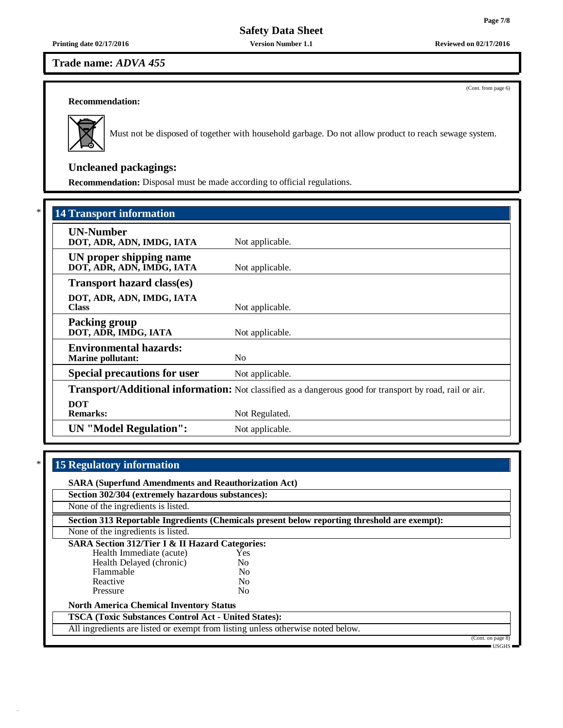**Trade name:** *ADVA 455*

(Cont. from page 6)

**Recommendation:**

Must not be disposed of together with household garbage. Do not allow product to reach sewage system.

### Uncleaned packagings:

**Recommendation:** Disposal must be made according to official regulations.

## * 14 Transport information

| | |
|---|---|
| **UN-Number**<br>**DOT, ADR, ADN, IMDG, IATA** | Not applicable. |
| **UN proper shipping name**<br>**DOT, ADR, ADN, IMDG, IATA** | Not applicable. |
| **Transport hazard class(es)**<br>**DOT, ADR, ADN, IMDG, IATA**<br>**Class** | Not applicable. |
| **Packing group**<br>**DOT, ADR, IMDG, IATA** | Not applicable. |
| **Environmental hazards:**<br>**Marine pollutant:** | No |
| **Special precautions for user** | Not applicable. |
| **Transport/Additional information:** | Not classified as a dangerous good for transport by road, rail or air. |
| **DOT**<br>**Remarks:** | Not Regulated. |
| **UN "Model Regulation":** | Not applicable. |

## * 15 Regulatory information

**SARA (Superfund Amendments and Reauthorization Act)**

**Section 302/304 (extremely hazardous substances):**

None of the ingredients is listed.

**Section 313 Reportable Ingredients (Chemicals present below reporting threshold are exempt):**

None of the ingredients is listed.

**SARA Section 312/Tier I & II Hazard Categories:**

| | |
|---|---|
| Health Immediate (acute) | Yes |
| Health Delayed (chronic) | No |
| Flammable | No |
| Reactive | No |
| Pressure | No |

**North America Chemical Inventory Status**

**TSCA (Toxic Substances Control Act - United States):**

All ingredients are listed or exempt from listing unless otherwise noted below.

(Cont. on page 8)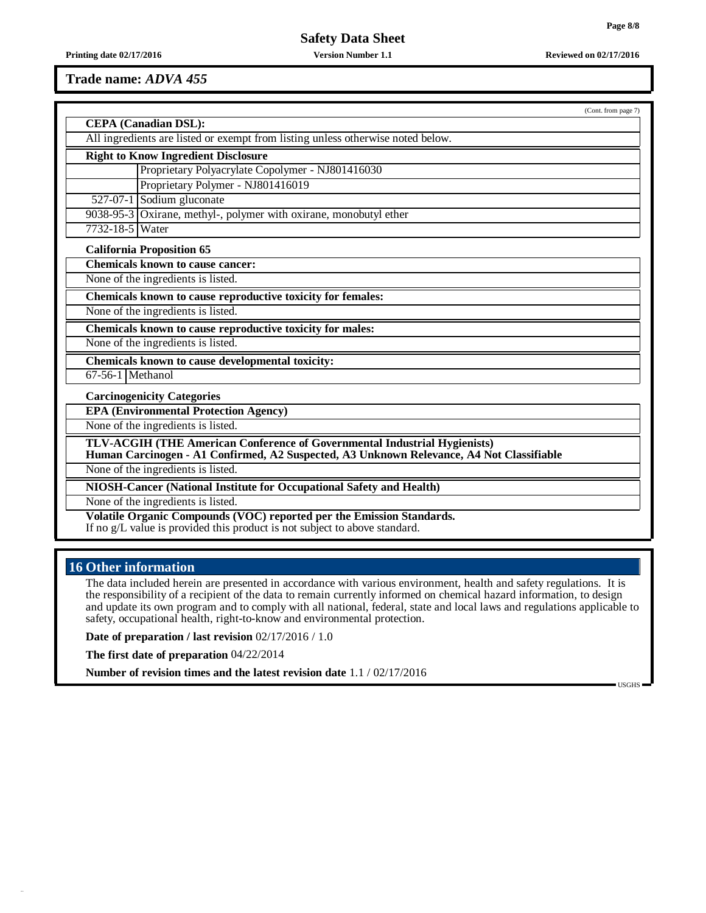**Trade name:** ***ADVA 455***

(Cont. from page 7)

**CEPA (Canadian DSL):**

All ingredients are listed or exempt from listing unless otherwise noted below.

**Right to Know Ingredient Disclosure**

| | |
|---|---|
| | Proprietary Polyacrylate Copolymer - NJ801416030 |
| | Proprietary Polymer - NJ801416019 |
| 527-07-1 | Sodium gluconate |
| 9038-95-3 | Oxirane, methyl-, polymer with oxirane, monobutyl ether |
| 7732-18-5 | Water |

**California Proposition 65**

**Chemicals known to cause cancer:**

None of the ingredients is listed.

**Chemicals known to cause reproductive toxicity for females:**

None of the ingredients is listed.

**Chemicals known to cause reproductive toxicity for males:**

None of the ingredients is listed.

**Chemicals known to cause developmental toxicity:**

| | |
|---|---|
| 67-56-1 | Methanol |

**Carcinogenicity Categories**

**EPA (Environmental Protection Agency)**

None of the ingredients is listed.

**TLV-ACGIH (THE American Conference of Governmental Industrial Hygienists)**
**Human Carcinogen - A1 Confirmed, A2 Suspected, A3 Unknown Relevance, A4 Not Classifiable**

None of the ingredients is listed.

**NIOSH-Cancer (National Institute for Occupational Safety and Health)**

None of the ingredients is listed.

**Volatile Organic Compounds (VOC) reported per the Emission Standards.**
If no g/L value is provided this product is not subject to above standard.

## 16 Other information

The data included herein are presented in accordance with various environment, health and safety regulations. It is the responsibility of a recipient of the data to remain currently informed on chemical hazard information, to design and update its own program and to comply with all national, federal, state and local laws and regulations applicable to safety, occupational health, right-to-know and environmental protection.

**Date of preparation / last revision** 02/17/2016 / 1.0

**The first date of preparation** 04/22/2014

**Number of revision times and the latest revision date** 1.1 / 02/17/2016